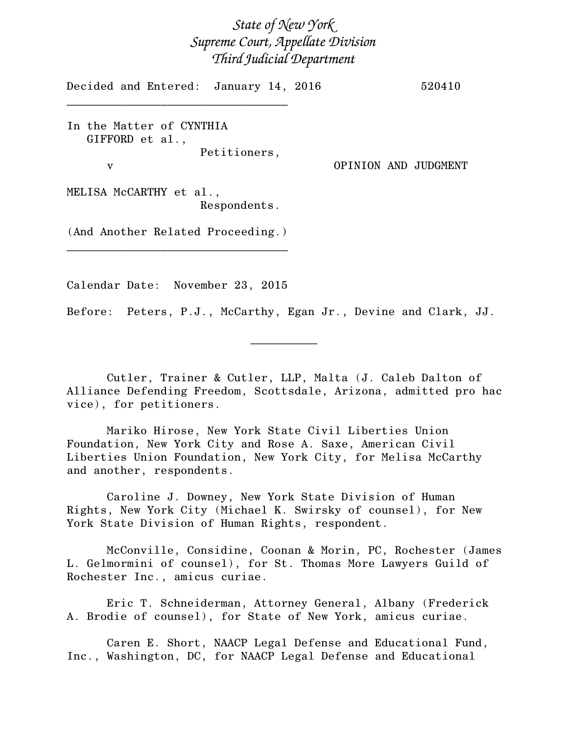*State of New York*
*Supreme Court, Appellate Division*
*Third Judicial Department*

Decided and Entered: January 14, 2016 520410

---

In the Matter of CYNTHIA GIFFORD et al.,
Petitioners,

v

OPINION AND JUDGMENT

MELISA McCARTHY et al.,
Respondents.

(And Another Related Proceeding.)

---

Calendar Date: November 23, 2015

Before: Peters, P.J., McCarthy, Egan Jr., Devine and Clark, JJ.

---

Cutler, Trainer & Cutler, LLP, Malta (J. Caleb Dalton of Alliance Defending Freedom, Scottsdale, Arizona, admitted pro hac vice), for petitioners.

Mariko Hirose, New York State Civil Liberties Union Foundation, New York City and Rose A. Saxe, American Civil Liberties Union Foundation, New York City, for Melisa McCarthy and another, respondents.

Caroline J. Downey, New York State Division of Human Rights, New York City (Michael K. Swirsky of counsel), for New York State Division of Human Rights, respondent.

McConville, Considine, Coonan & Morin, PC, Rochester (James L. Gelmormini of counsel), for St. Thomas More Lawyers Guild of Rochester Inc., amicus curiae.

Eric T. Schneiderman, Attorney General, Albany (Frederick A. Brodie of counsel), for State of New York, amicus curiae.

Caren E. Short, NAACP Legal Defense and Educational Fund, Inc., Washington, DC, for NAACP Legal Defense and Educational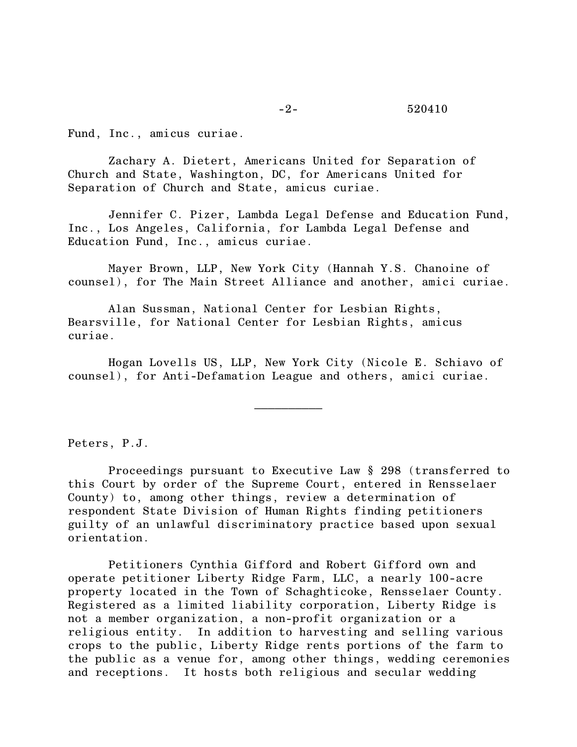Fund, Inc., amicus curiae.

Zachary A. Dietert, Americans United for Separation of Church and State, Washington, DC, for Americans United for Separation of Church and State, amicus curiae.

Jennifer C. Pizer, Lambda Legal Defense and Education Fund, Inc., Los Angeles, California, for Lambda Legal Defense and Education Fund, Inc., amicus curiae.

Mayer Brown, LLP, New York City (Hannah Y.S. Chanoine of counsel), for The Main Street Alliance and another, amici curiae.

Alan Sussman, National Center for Lesbian Rights, Bearsville, for National Center for Lesbian Rights, amicus curiae.

Hogan Lovells US, LLP, New York City (Nicole E. Schiavo of counsel), for Anti-Defamation League and others, amici curiae.

---

Peters, P.J.

Proceedings pursuant to Executive Law § 298 (transferred to this Court by order of the Supreme Court, entered in Rensselaer County) to, among other things, review a determination of respondent State Division of Human Rights finding petitioners guilty of an unlawful discriminatory practice based upon sexual orientation.

Petitioners Cynthia Gifford and Robert Gifford own and operate petitioner Liberty Ridge Farm, LLC, a nearly 100-acre property located in the Town of Schaghticoke, Rensselaer County. Registered as a limited liability corporation, Liberty Ridge is not a member organization, a non-profit organization or a religious entity. In addition to harvesting and selling various crops to the public, Liberty Ridge rents portions of the farm to the public as a venue for, among other things, wedding ceremonies and receptions. It hosts both religious and secular wedding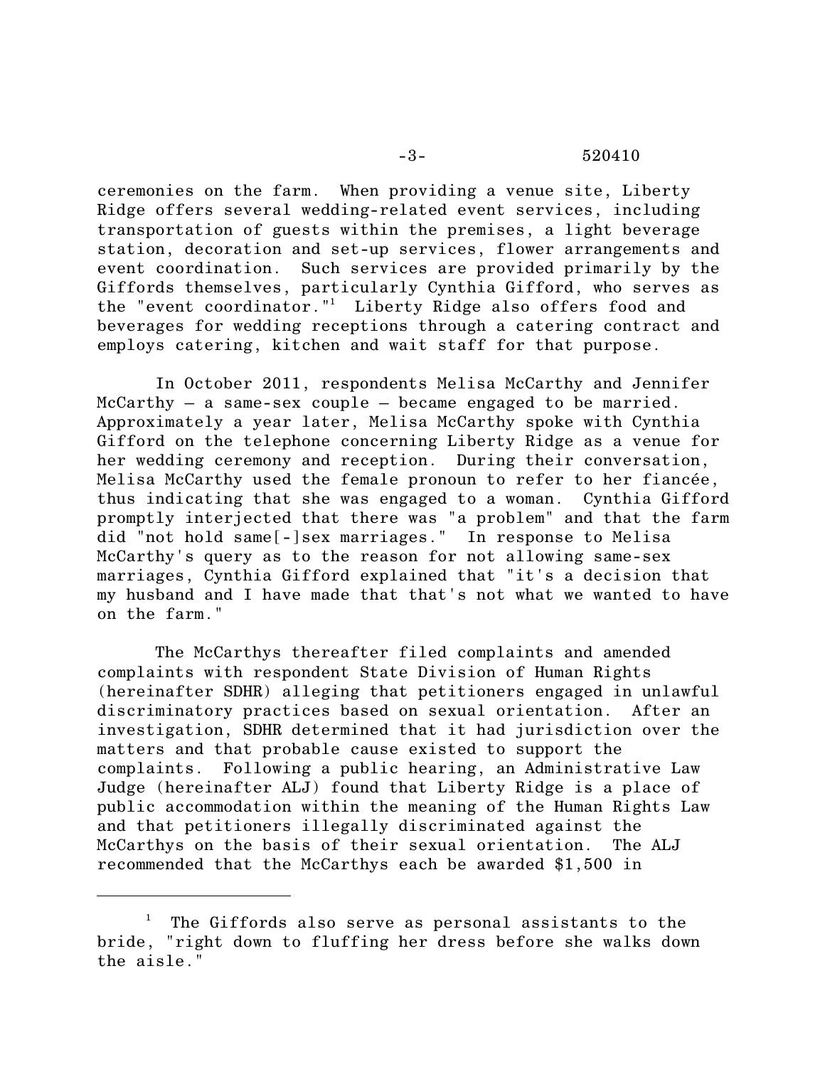ceremonies on the farm. When providing a venue site, Liberty Ridge offers several wedding-related event services, including transportation of guests within the premises, a light beverage station, decoration and set-up services, flower arrangements and event coordination. Such services are provided primarily by the Giffords themselves, particularly Cynthia Gifford, who serves as the "event coordinator."[1] Liberty Ridge also offers food and beverages for wedding receptions through a catering contract and employs catering, kitchen and wait staff for that purpose.

In October 2011, respondents Melisa McCarthy and Jennifer McCarthy – a same-sex couple – became engaged to be married. Approximately a year later, Melisa McCarthy spoke with Cynthia Gifford on the telephone concerning Liberty Ridge as a venue for her wedding ceremony and reception. During their conversation, Melisa McCarthy used the female pronoun to refer to her fiancée, thus indicating that she was engaged to a woman. Cynthia Gifford promptly interjected that there was "a problem" and that the farm did "not hold same[-]sex marriages." In response to Melisa McCarthy's query as to the reason for not allowing same-sex marriages, Cynthia Gifford explained that "it's a decision that my husband and I have made that that's not what we wanted to have on the farm."

The McCarthys thereafter filed complaints and amended complaints with respondent State Division of Human Rights (hereinafter SDHR) alleging that petitioners engaged in unlawful discriminatory practices based on sexual orientation. After an investigation, SDHR determined that it had jurisdiction over the matters and that probable cause existed to support the complaints. Following a public hearing, an Administrative Law Judge (hereinafter ALJ) found that Liberty Ridge is a place of public accommodation within the meaning of the Human Rights Law and that petitioners illegally discriminated against the McCarthys on the basis of their sexual orientation. The ALJ recommended that the McCarthys each be awarded $1,500 in

---

[1] The Giffords also serve as personal assistants to the bride, "right down to fluffing her dress before she walks down the aisle."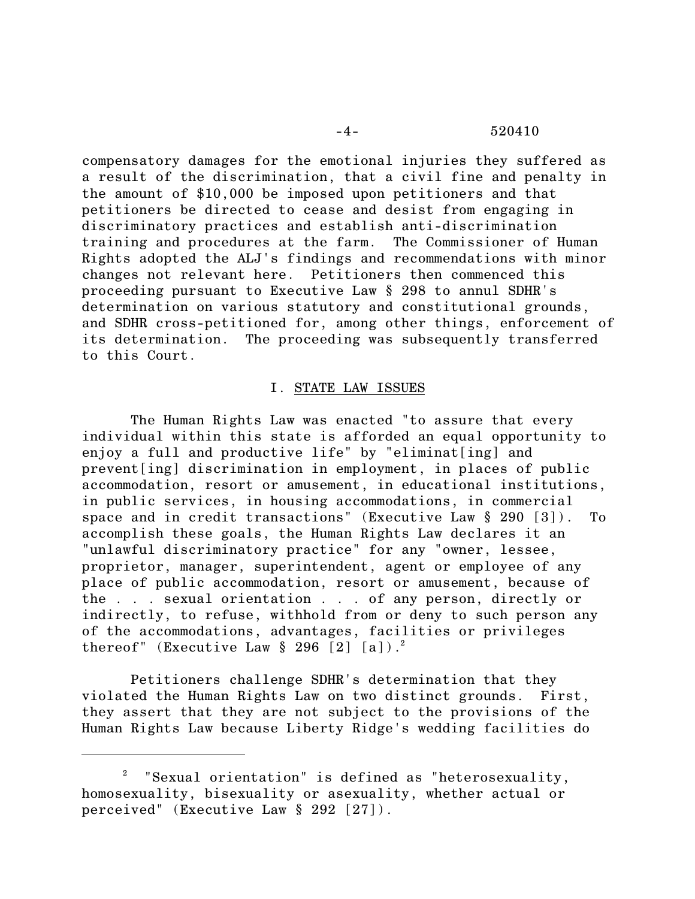compensatory damages for the emotional injuries they suffered as a result of the discrimination, that a civil fine and penalty in the amount of $10,000 be imposed upon petitioners and that petitioners be directed to cease and desist from engaging in discriminatory practices and establish anti-discrimination training and procedures at the farm. The Commissioner of Human Rights adopted the ALJ's findings and recommendations with minor changes not relevant here. Petitioners then commenced this proceeding pursuant to Executive Law § 298 to annul SDHR's determination on various statutory and constitutional grounds, and SDHR cross-petitioned for, among other things, enforcement of its determination. The proceeding was subsequently transferred to this Court.

## I. STATE LAW ISSUES

The Human Rights Law was enacted "to assure that every individual within this state is afforded an equal opportunity to enjoy a full and productive life" by "eliminat[ing] and prevent[ing] discrimination in employment, in places of public accommodation, resort or amusement, in educational institutions, in public services, in housing accommodations, in commercial space and in credit transactions" (Executive Law § 290 [3]). To accomplish these goals, the Human Rights Law declares it an "unlawful discriminatory practice" for any "owner, lessee, proprietor, manager, superintendent, agent or employee of any place of public accommodation, resort or amusement, because of the . . . sexual orientation . . . of any person, directly or indirectly, to refuse, withhold from or deny to such person any of the accommodations, advantages, facilities or privileges thereof" (Executive Law § 296 [2] [a]).[2]

Petitioners challenge SDHR's determination that they violated the Human Rights Law on two distinct grounds. First, they assert that they are not subject to the provisions of the Human Rights Law because Liberty Ridge's wedding facilities do

---

[2] "Sexual orientation" is defined as "heterosexuality, homosexuality, bisexuality or asexuality, whether actual or perceived" (Executive Law § 292 [27]).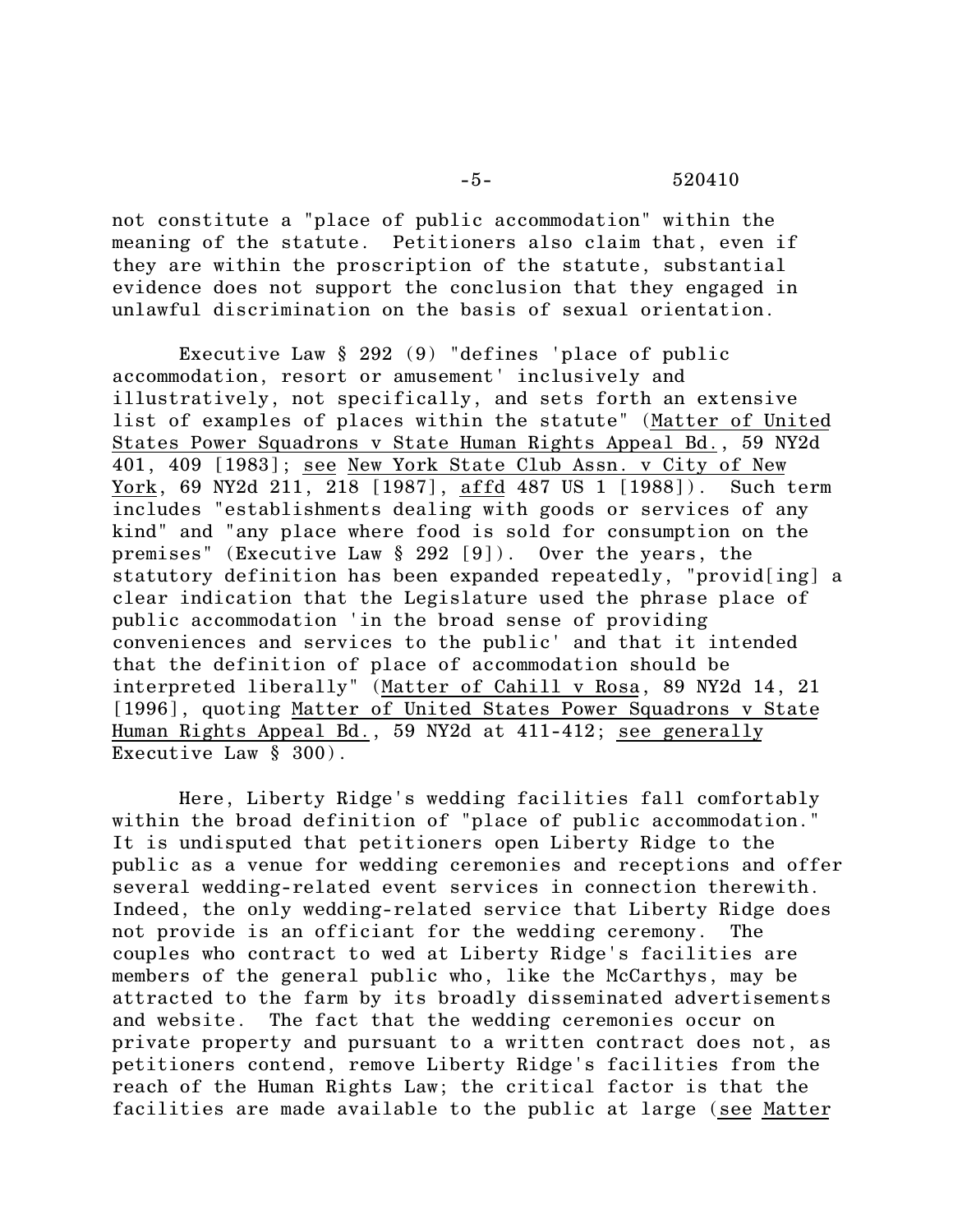not constitute a "place of public accommodation" within the meaning of the statute. Petitioners also claim that, even if they are within the proscription of the statute, substantial evidence does not support the conclusion that they engaged in unlawful discrimination on the basis of sexual orientation.

Executive Law § 292 (9) "defines 'place of public accommodation, resort or amusement' inclusively and illustratively, not specifically, and sets forth an extensive list of examples of places within the statute" (Matter of United States Power Squadrons v State Human Rights Appeal Bd., 59 NY2d 401, 409 [1983]; see New York State Club Assn. v City of New York, 69 NY2d 211, 218 [1987], affd 487 US 1 [1988]). Such term includes "establishments dealing with goods or services of any kind" and "any place where food is sold for consumption on the premises" (Executive Law § 292 [9]). Over the years, the statutory definition has been expanded repeatedly, "provid[ing] a clear indication that the Legislature used the phrase place of public accommodation 'in the broad sense of providing conveniences and services to the public' and that it intended that the definition of place of accommodation should be interpreted liberally" (Matter of Cahill v Rosa, 89 NY2d 14, 21 [1996], quoting Matter of United States Power Squadrons v State Human Rights Appeal Bd., 59 NY2d at 411-412; see generally Executive Law § 300).

Here, Liberty Ridge's wedding facilities fall comfortably within the broad definition of "place of public accommodation." It is undisputed that petitioners open Liberty Ridge to the public as a venue for wedding ceremonies and receptions and offer several wedding-related event services in connection therewith. Indeed, the only wedding-related service that Liberty Ridge does not provide is an officiant for the wedding ceremony. The couples who contract to wed at Liberty Ridge's facilities are members of the general public who, like the McCarthys, may be attracted to the farm by its broadly disseminated advertisements and website. The fact that the wedding ceremonies occur on private property and pursuant to a written contract does not, as petitioners contend, remove Liberty Ridge's facilities from the reach of the Human Rights Law; the critical factor is that the facilities are made available to the public at large (see Matter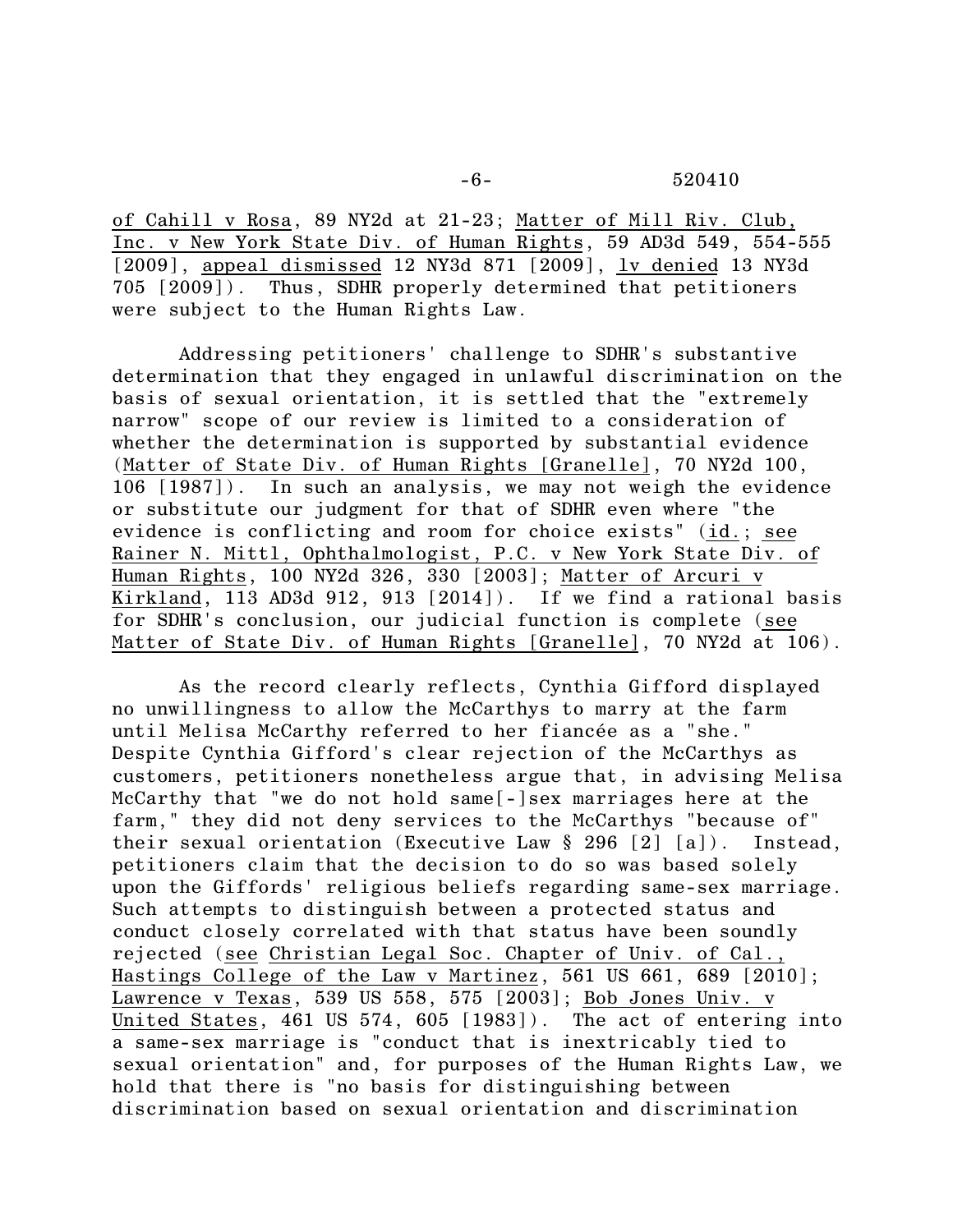of Cahill v Rosa, 89 NY2d at 21-23; Matter of Mill Riv. Club, Inc. v New York State Div. of Human Rights, 59 AD3d 549, 554-555 [2009], appeal dismissed 12 NY3d 871 [2009], lv denied 13 NY3d 705 [2009]). Thus, SDHR properly determined that petitioners were subject to the Human Rights Law.

Addressing petitioners' challenge to SDHR's substantive determination that they engaged in unlawful discrimination on the basis of sexual orientation, it is settled that the "extremely narrow" scope of our review is limited to a consideration of whether the determination is supported by substantial evidence (Matter of State Div. of Human Rights [Granelle], 70 NY2d 100, 106 [1987]). In such an analysis, we may not weigh the evidence or substitute our judgment for that of SDHR even where "the evidence is conflicting and room for choice exists" (id.; see Rainer N. Mittl, Ophthalmologist, P.C. v New York State Div. of Human Rights, 100 NY2d 326, 330 [2003]; Matter of Arcuri v Kirkland, 113 AD3d 912, 913 [2014]). If we find a rational basis for SDHR's conclusion, our judicial function is complete (see Matter of State Div. of Human Rights [Granelle], 70 NY2d at 106).

As the record clearly reflects, Cynthia Gifford displayed no unwillingness to allow the McCarthys to marry at the farm until Melisa McCarthy referred to her fiancée as a "she." Despite Cynthia Gifford's clear rejection of the McCarthys as customers, petitioners nonetheless argue that, in advising Melisa McCarthy that "we do not hold same[-]sex marriages here at the farm," they did not deny services to the McCarthys "because of" their sexual orientation (Executive Law § 296 [2] [a]). Instead, petitioners claim that the decision to do so was based solely upon the Giffords' religious beliefs regarding same-sex marriage. Such attempts to distinguish between a protected status and conduct closely correlated with that status have been soundly rejected (see Christian Legal Soc. Chapter of Univ. of Cal., Hastings College of the Law v Martinez, 561 US 661, 689 [2010]; Lawrence v Texas, 539 US 558, 575 [2003]; Bob Jones Univ. v United States, 461 US 574, 605 [1983]). The act of entering into a same-sex marriage is "conduct that is inextricably tied to sexual orientation" and, for purposes of the Human Rights Law, we hold that there is "no basis for distinguishing between discrimination based on sexual orientation and discrimination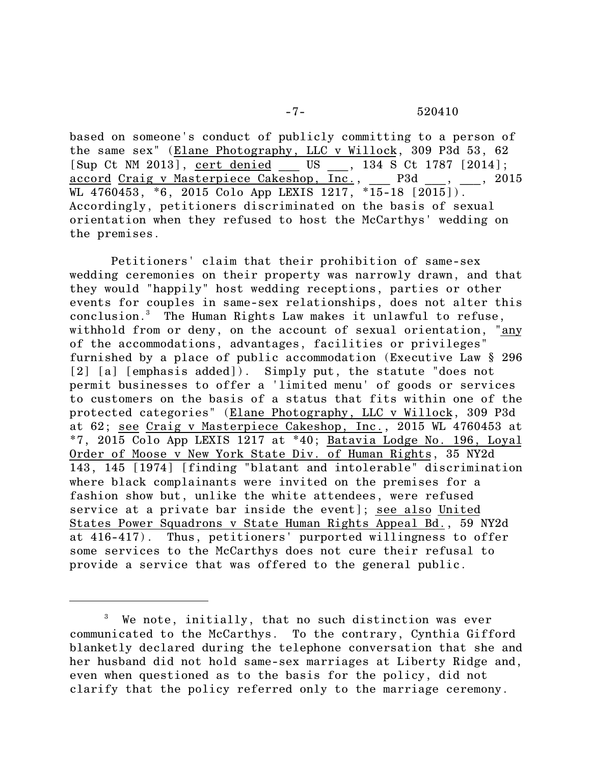based on someone's conduct of publicly committing to a person of the same sex" (Elane Photography, LLC v Willock, 309 P3d 53, 62 [Sup Ct NM 2013], cert denied ___ US ___, 134 S Ct 1787 [2014]; accord Craig v Masterpiece Cakeshop, Inc., ___ P3d ___, ___, 2015 WL 4760453, *6, 2015 Colo App LEXIS 1217, *15-18 [2015]). Accordingly, petitioners discriminated on the basis of sexual orientation when they refused to host the McCarthys' wedding on the premises.

Petitioners' claim that their prohibition of same-sex wedding ceremonies on their property was narrowly drawn, and that they would "happily" host wedding receptions, parties or other events for couples in same-sex relationships, does not alter this conclusion.[3] The Human Rights Law makes it unlawful to refuse, withhold from or deny, on the account of sexual orientation, "any of the accommodations, advantages, facilities or privileges" furnished by a place of public accommodation (Executive Law § 296 [2] [a] [emphasis added]). Simply put, the statute "does not permit businesses to offer a 'limited menu' of goods or services to customers on the basis of a status that fits within one of the protected categories" (Elane Photography, LLC v Willock, 309 P3d at 62; see Craig v Masterpiece Cakeshop, Inc., 2015 WL 4760453 at *7, 2015 Colo App LEXIS 1217 at *40; Batavia Lodge No. 196, Loyal Order of Moose v New York State Div. of Human Rights, 35 NY2d 143, 145 [1974] [finding "blatant and intolerable" discrimination where black complainants were invited on the premises for a fashion show but, unlike the white attendees, were refused service at a private bar inside the event]; see also United States Power Squadrons v State Human Rights Appeal Bd., 59 NY2d at 416-417). Thus, petitioners' purported willingness to offer some services to the McCarthys does not cure their refusal to provide a service that was offered to the general public.

---

[3] We note, initially, that no such distinction was ever communicated to the McCarthys. To the contrary, Cynthia Gifford blanketly declared during the telephone conversation that she and her husband did not hold same-sex marriages at Liberty Ridge and, even when questioned as to the basis for the policy, did not clarify that the policy referred only to the marriage ceremony.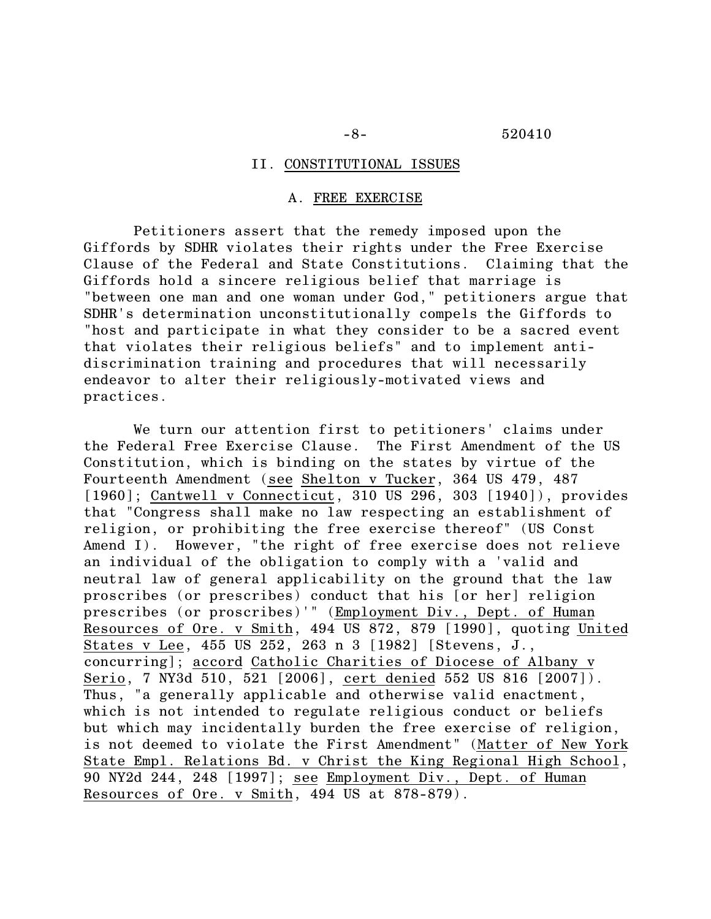## II. CONSTITUTIONAL ISSUES

### A. FREE EXERCISE

Petitioners assert that the remedy imposed upon the Giffords by SDHR violates their rights under the Free Exercise Clause of the Federal and State Constitutions. Claiming that the Giffords hold a sincere religious belief that marriage is "between one man and one woman under God," petitioners argue that SDHR's determination unconstitutionally compels the Giffords to "host and participate in what they consider to be a sacred event that violates their religious beliefs" and to implement anti-discrimination training and procedures that will necessarily endeavor to alter their religiously-motivated views and practices.

We turn our attention first to petitioners' claims under the Federal Free Exercise Clause. The First Amendment of the US Constitution, which is binding on the states by virtue of the Fourteenth Amendment (see Shelton v Tucker, 364 US 479, 487 [1960]; Cantwell v Connecticut, 310 US 296, 303 [1940]), provides that "Congress shall make no law respecting an establishment of religion, or prohibiting the free exercise thereof" (US Const Amend I). However, "the right of free exercise does not relieve an individual of the obligation to comply with a 'valid and neutral law of general applicability on the ground that the law proscribes (or prescribes) conduct that his [or her] religion prescribes (or proscribes)'" (Employment Div., Dept. of Human Resources of Ore. v Smith, 494 US 872, 879 [1990], quoting United States v Lee, 455 US 252, 263 n 3 [1982] [Stevens, J., concurring]; accord Catholic Charities of Diocese of Albany v Serio, 7 NY3d 510, 521 [2006], cert denied 552 US 816 [2007]). Thus, "a generally applicable and otherwise valid enactment, which is not intended to regulate religious conduct or beliefs but which may incidentally burden the free exercise of religion, is not deemed to violate the First Amendment" (Matter of New York State Empl. Relations Bd. v Christ the King Regional High School, 90 NY2d 244, 248 [1997]; see Employment Div., Dept. of Human Resources of Ore. v Smith, 494 US at 878-879).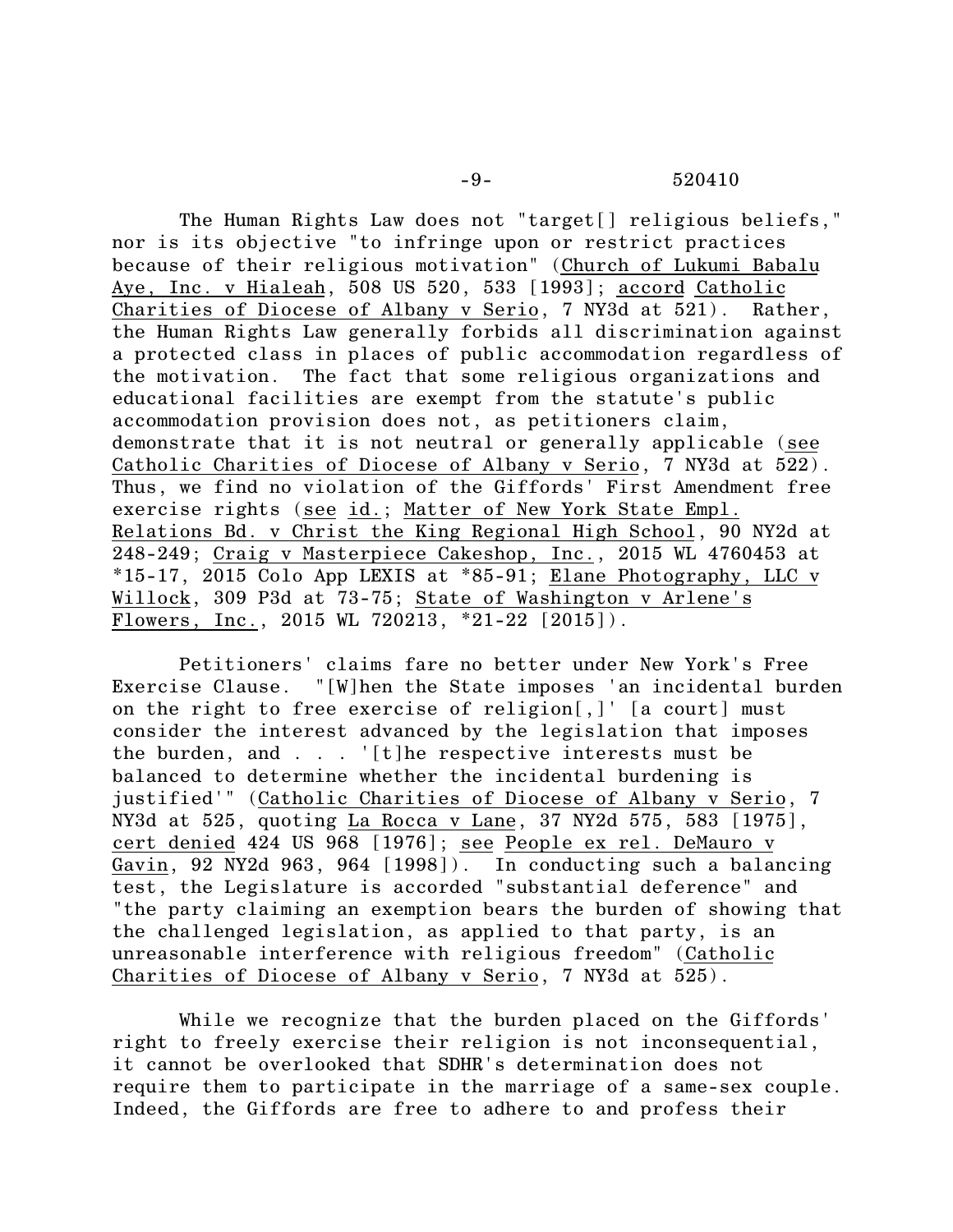The Human Rights Law does not "target[] religious beliefs," nor is its objective "to infringe upon or restrict practices because of their religious motivation" (Church of Lukumi Babalu Aye, Inc. v Hialeah, 508 US 520, 533 [1993]; accord Catholic Charities of Diocese of Albany v Serio, 7 NY3d at 521). Rather, the Human Rights Law generally forbids all discrimination against a protected class in places of public accommodation regardless of the motivation. The fact that some religious organizations and educational facilities are exempt from the statute's public accommodation provision does not, as petitioners claim, demonstrate that it is not neutral or generally applicable (see Catholic Charities of Diocese of Albany v Serio, 7 NY3d at 522). Thus, we find no violation of the Giffords' First Amendment free exercise rights (see id.; Matter of New York State Empl. Relations Bd. v Christ the King Regional High School, 90 NY2d at 248-249; Craig v Masterpiece Cakeshop, Inc., 2015 WL 4760453 at *15-17, 2015 Colo App LEXIS at *85-91; Elane Photography, LLC v Willock, 309 P3d at 73-75; State of Washington v Arlene's Flowers, Inc., 2015 WL 720213, *21-22 [2015]).

Petitioners' claims fare no better under New York's Free Exercise Clause. "[W]hen the State imposes 'an incidental burden on the right to free exercise of religion[,]' [a court] must consider the interest advanced by the legislation that imposes the burden, and . . . '[t]he respective interests must be balanced to determine whether the incidental burdening is justified'" (Catholic Charities of Diocese of Albany v Serio, 7 NY3d at 525, quoting La Rocca v Lane, 37 NY2d 575, 583 [1975], cert denied 424 US 968 [1976]; see People ex rel. DeMauro v Gavin, 92 NY2d 963, 964 [1998]). In conducting such a balancing test, the Legislature is accorded "substantial deference" and "the party claiming an exemption bears the burden of showing that the challenged legislation, as applied to that party, is an unreasonable interference with religious freedom" (Catholic Charities of Diocese of Albany v Serio, 7 NY3d at 525).

While we recognize that the burden placed on the Giffords' right to freely exercise their religion is not inconsequential, it cannot be overlooked that SDHR's determination does not require them to participate in the marriage of a same-sex couple. Indeed, the Giffords are free to adhere to and profess their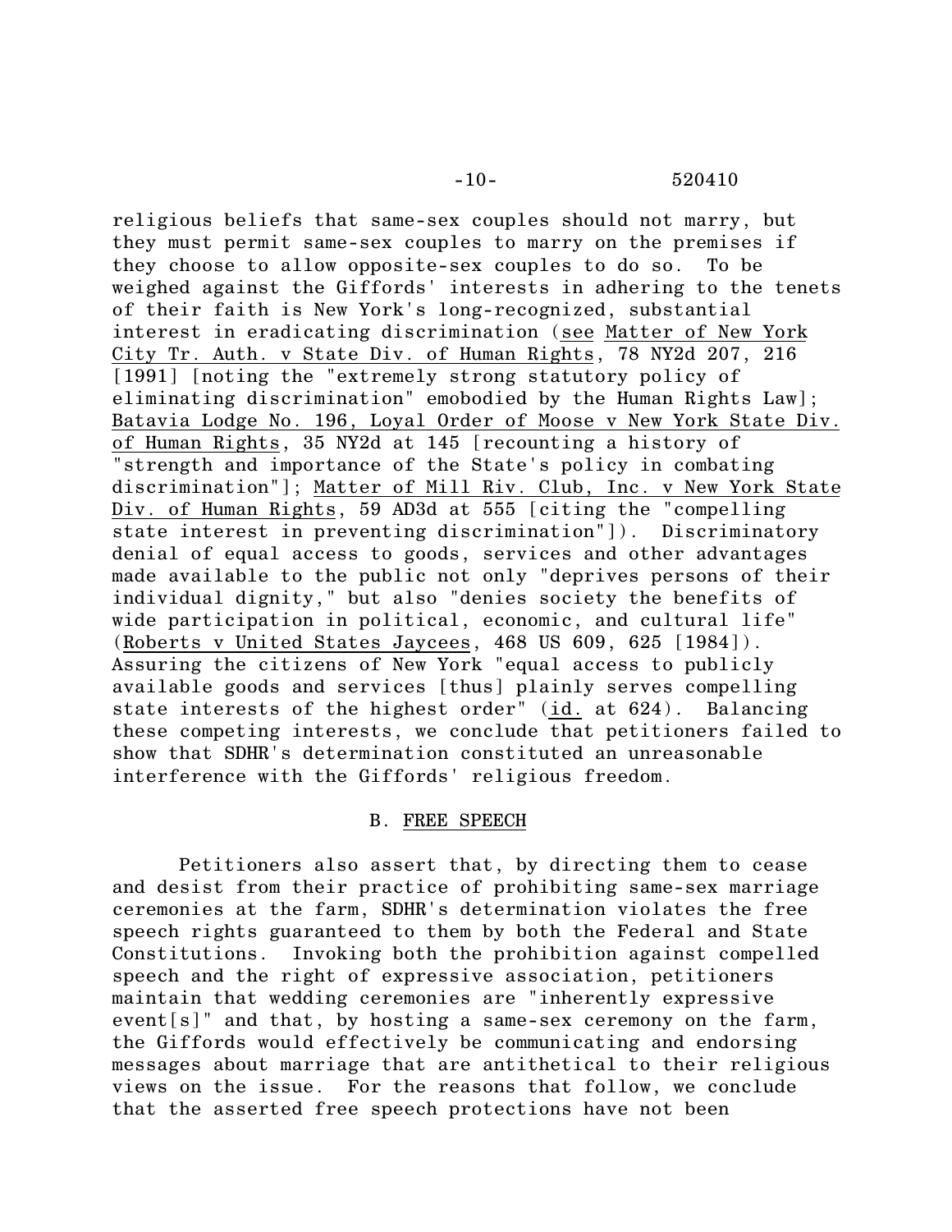religious beliefs that same-sex couples should not marry, but they must permit same-sex couples to marry on the premises if they choose to allow opposite-sex couples to do so. To be weighed against the Giffords' interests in adhering to the tenets of their faith is New York's long-recognized, substantial interest in eradicating discrimination (see Matter of New York City Tr. Auth. v State Div. of Human Rights, 78 NY2d 207, 216 [1991] [noting the "extremely strong statutory policy of eliminating discrimination" emobodied by the Human Rights Law]; Batavia Lodge No. 196, Loyal Order of Moose v New York State Div. of Human Rights, 35 NY2d at 145 [recounting a history of "strength and importance of the State's policy in combating discrimination"]; Matter of Mill Riv. Club, Inc. v New York State Div. of Human Rights, 59 AD3d at 555 [citing the "compelling state interest in preventing discrimination"]). Discriminatory denial of equal access to goods, services and other advantages made available to the public not only "deprives persons of their individual dignity," but also "denies society the benefits of wide participation in political, economic, and cultural life" (Roberts v United States Jaycees, 468 US 609, 625 [1984]). Assuring the citizens of New York "equal access to publicly available goods and services [thus] plainly serves compelling state interests of the highest order" (id. at 624). Balancing these competing interests, we conclude that petitioners failed to show that SDHR's determination constituted an unreasonable interference with the Giffords' religious freedom.

## B. FREE SPEECH

Petitioners also assert that, by directing them to cease and desist from their practice of prohibiting same-sex marriage ceremonies at the farm, SDHR's determination violates the free speech rights guaranteed to them by both the Federal and State Constitutions. Invoking both the prohibition against compelled speech and the right of expressive association, petitioners maintain that wedding ceremonies are "inherently expressive event[s]" and that, by hosting a same-sex ceremony on the farm, the Giffords would effectively be communicating and endorsing messages about marriage that are antithetical to their religious views on the issue. For the reasons that follow, we conclude that the asserted free speech protections have not been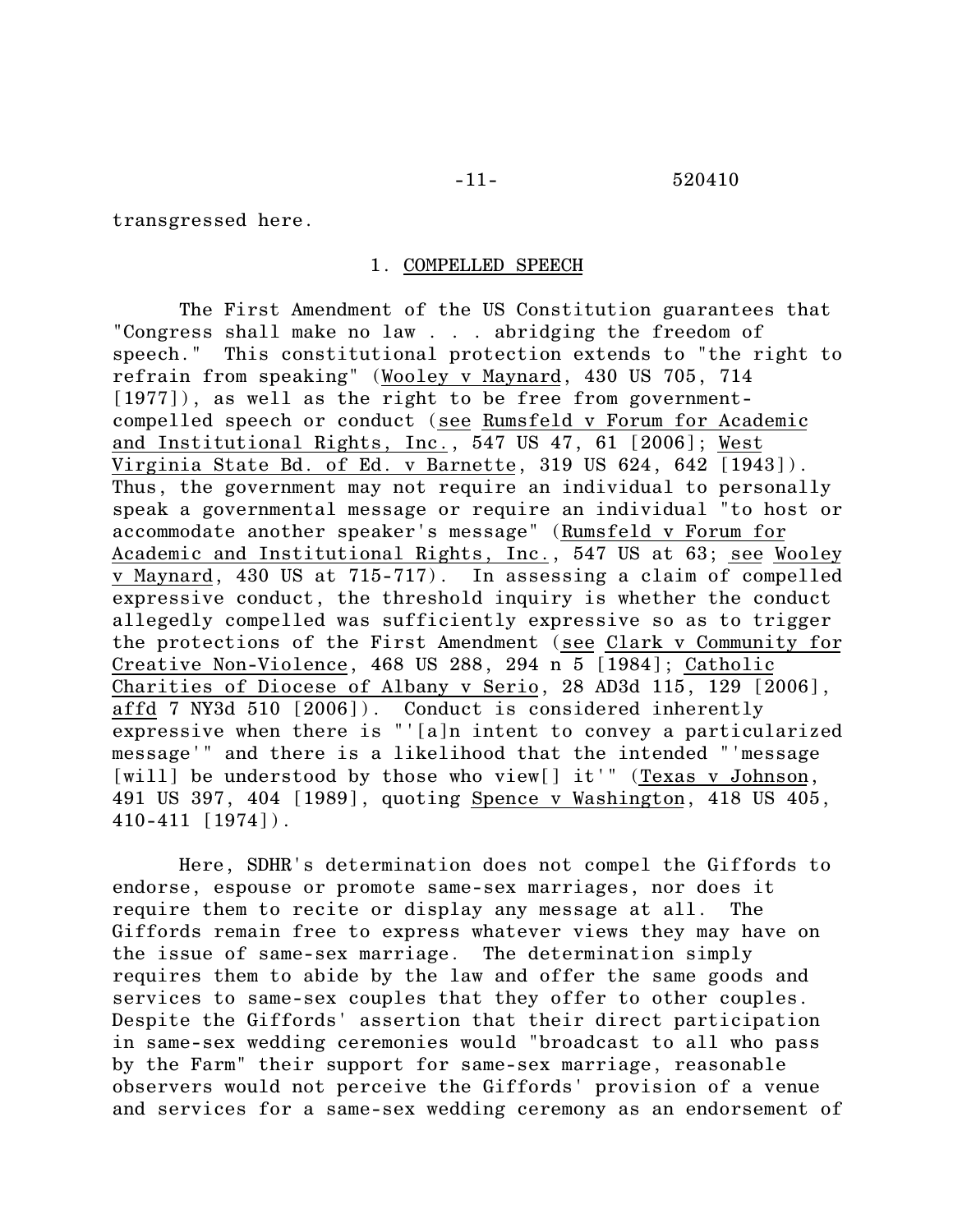transgressed here.

## 1. COMPELLED SPEECH

The First Amendment of the US Constitution guarantees that "Congress shall make no law . . . abridging the freedom of speech." This constitutional protection extends to "the right to refrain from speaking" (Wooley v Maynard, 430 US 705, 714 [1977]), as well as the right to be free from government-compelled speech or conduct (see Rumsfeld v Forum for Academic and Institutional Rights, Inc., 547 US 47, 61 [2006]; West Virginia State Bd. of Ed. v Barnette, 319 US 624, 642 [1943]). Thus, the government may not require an individual to personally speak a governmental message or require an individual "to host or accommodate another speaker's message" (Rumsfeld v Forum for Academic and Institutional Rights, Inc., 547 US at 63; see Wooley v Maynard, 430 US at 715-717). In assessing a claim of compelled expressive conduct, the threshold inquiry is whether the conduct allegedly compelled was sufficiently expressive so as to trigger the protections of the First Amendment (see Clark v Community for Creative Non-Violence, 468 US 288, 294 n 5 [1984]; Catholic Charities of Diocese of Albany v Serio, 28 AD3d 115, 129 [2006], affd 7 NY3d 510 [2006]). Conduct is considered inherently expressive when there is "'[a]n intent to convey a particularized message'" and there is a likelihood that the intended "'message [will] be understood by those who view[] it'" (Texas v Johnson, 491 US 397, 404 [1989], quoting Spence v Washington, 418 US 405, 410-411 [1974]).

Here, SDHR's determination does not compel the Giffords to endorse, espouse or promote same-sex marriages, nor does it require them to recite or display any message at all. The Giffords remain free to express whatever views they may have on the issue of same-sex marriage. The determination simply requires them to abide by the law and offer the same goods and services to same-sex couples that they offer to other couples. Despite the Giffords' assertion that their direct participation in same-sex wedding ceremonies would "broadcast to all who pass by the Farm" their support for same-sex marriage, reasonable observers would not perceive the Giffords' provision of a venue and services for a same-sex wedding ceremony as an endorsement of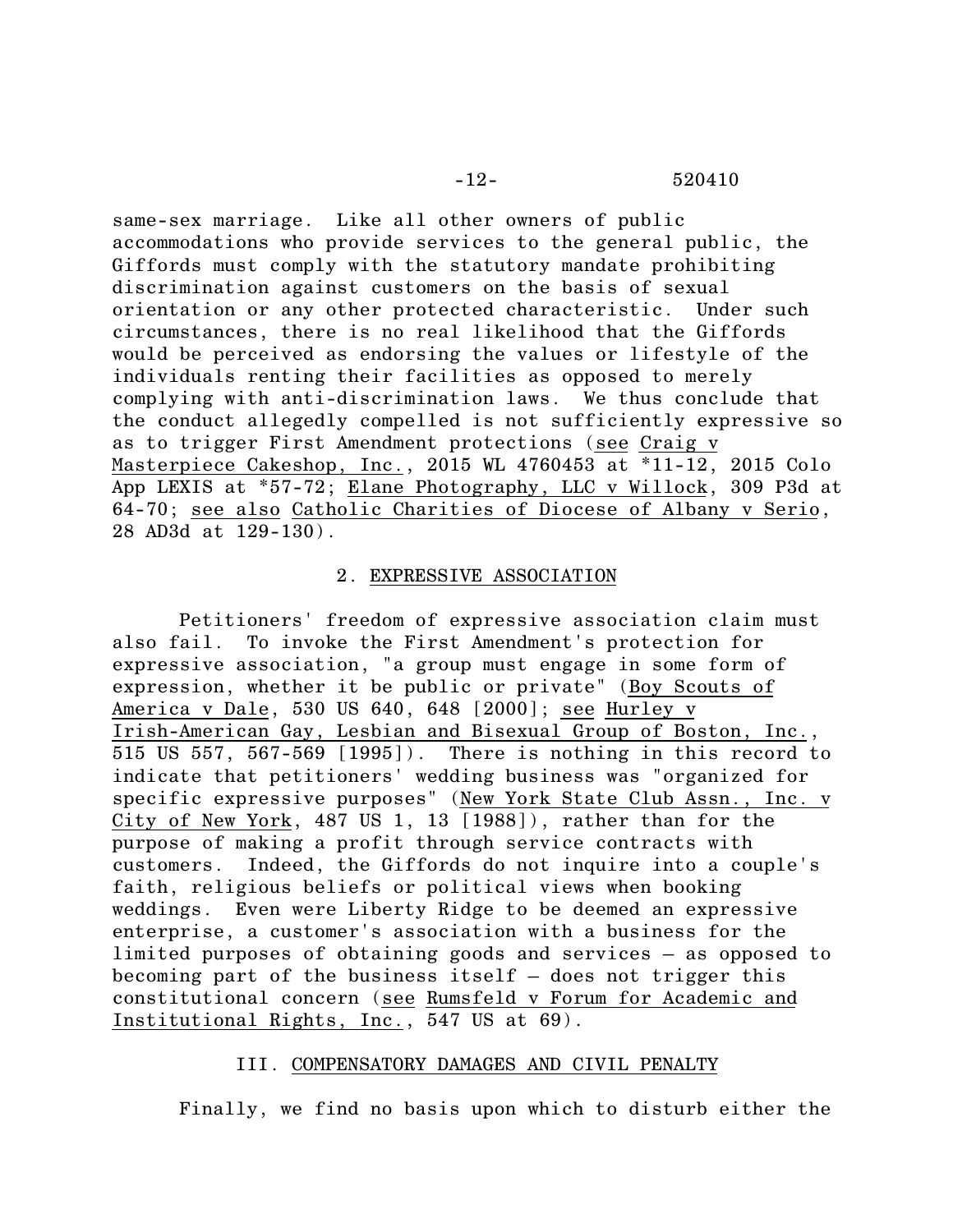same-sex marriage. Like all other owners of public accommodations who provide services to the general public, the Giffords must comply with the statutory mandate prohibiting discrimination against customers on the basis of sexual orientation or any other protected characteristic. Under such circumstances, there is no real likelihood that the Giffords would be perceived as endorsing the values or lifestyle of the individuals renting their facilities as opposed to merely complying with anti-discrimination laws. We thus conclude that the conduct allegedly compelled is not sufficiently expressive so as to trigger First Amendment protections (see Craig v Masterpiece Cakeshop, Inc., 2015 WL 4760453 at *11-12, 2015 Colo App LEXIS at *57-72; Elane Photography, LLC v Willock, 309 P3d at 64-70; see also Catholic Charities of Diocese of Albany v Serio, 28 AD3d at 129-130).

## 2. EXPRESSIVE ASSOCIATION

Petitioners' freedom of expressive association claim must also fail. To invoke the First Amendment's protection for expressive association, "a group must engage in some form of expression, whether it be public or private" (Boy Scouts of America v Dale, 530 US 640, 648 [2000]; see Hurley v Irish-American Gay, Lesbian and Bisexual Group of Boston, Inc., 515 US 557, 567-569 [1995]). There is nothing in this record to indicate that petitioners' wedding business was "organized for specific expressive purposes" (New York State Club Assn., Inc. v City of New York, 487 US 1, 13 [1988]), rather than for the purpose of making a profit through service contracts with customers. Indeed, the Giffords do not inquire into a couple's faith, religious beliefs or political views when booking weddings. Even were Liberty Ridge to be deemed an expressive enterprise, a customer's association with a business for the limited purposes of obtaining goods and services – as opposed to becoming part of the business itself – does not trigger this constitutional concern (see Rumsfeld v Forum for Academic and Institutional Rights, Inc., 547 US at 69).

# III. COMPENSATORY DAMAGES AND CIVIL PENALTY

Finally, we find no basis upon which to disturb either the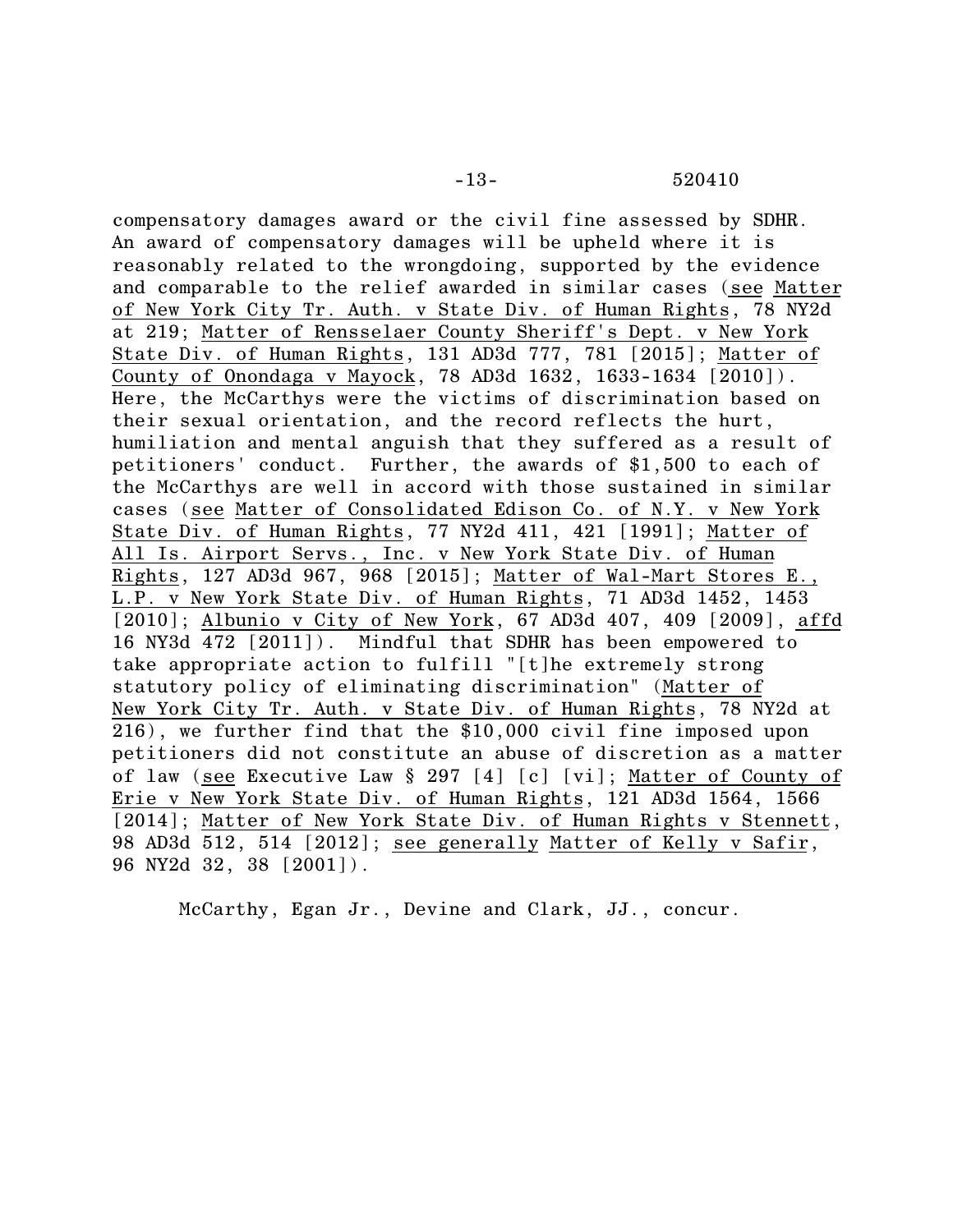compensatory damages award or the civil fine assessed by SDHR. An award of compensatory damages will be upheld where it is reasonably related to the wrongdoing, supported by the evidence and comparable to the relief awarded in similar cases (see Matter of New York City Tr. Auth. v State Div. of Human Rights, 78 NY2d at 219; Matter of Rensselaer County Sheriff's Dept. v New York State Div. of Human Rights, 131 AD3d 777, 781 [2015]; Matter of County of Onondaga v Mayock, 78 AD3d 1632, 1633-1634 [2010]). Here, the McCarthys were the victims of discrimination based on their sexual orientation, and the record reflects the hurt, humiliation and mental anguish that they suffered as a result of petitioners' conduct. Further, the awards of $1,500 to each of the McCarthys are well in accord with those sustained in similar cases (see Matter of Consolidated Edison Co. of N.Y. v New York State Div. of Human Rights, 77 NY2d 411, 421 [1991]; Matter of All Is. Airport Servs., Inc. v New York State Div. of Human Rights, 127 AD3d 967, 968 [2015]; Matter of Wal-Mart Stores E., L.P. v New York State Div. of Human Rights, 71 AD3d 1452, 1453 [2010]; Albunio v City of New York, 67 AD3d 407, 409 [2009], affd 16 NY3d 472 [2011]). Mindful that SDHR has been empowered to take appropriate action to fulfill "[t]he extremely strong statutory policy of eliminating discrimination" (Matter of New York City Tr. Auth. v State Div. of Human Rights, 78 NY2d at 216), we further find that the $10,000 civil fine imposed upon petitioners did not constitute an abuse of discretion as a matter of law (see Executive Law § 297 [4] [c] [vi]; Matter of County of Erie v New York State Div. of Human Rights, 121 AD3d 1564, 1566 [2014]; Matter of New York State Div. of Human Rights v Stennett, 98 AD3d 512, 514 [2012]; see generally Matter of Kelly v Safir, 96 NY2d 32, 38 [2001]).

McCarthy, Egan Jr., Devine and Clark, JJ., concur.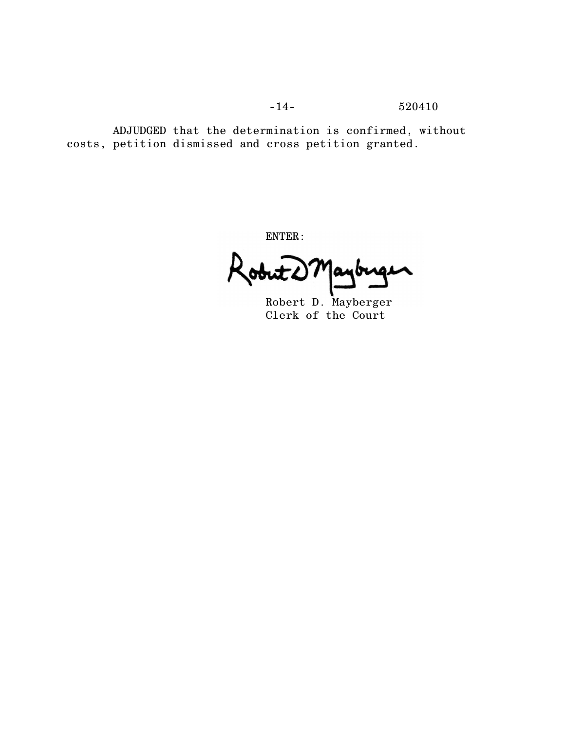ADJUDGED that the determination is confirmed, without costs, petition dismissed and cross petition granted.

ENTER:

Robert D. Mayberger
Clerk of the Court